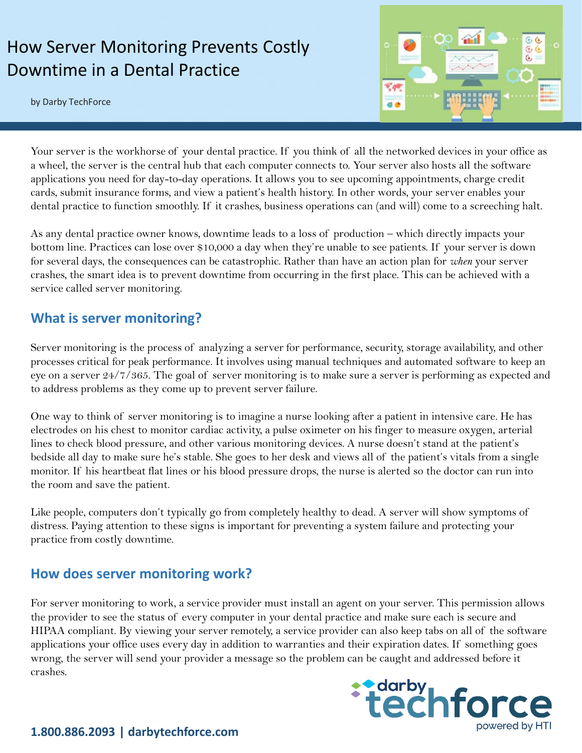# How Server Monitoring Prevents Costly Downtime in a Dental Practice

by Darby TechForce

Your server is the workhorse of your dental practice. If you think of all the networked devices in your office as a wheel, the server is the central hub that each computer connects to. Your server also hosts all the software applications you need for day-to-day operations. It allows you to see upcoming appointments, charge credit cards, submit insurance forms, and view a patient's health history. In other words, your server enables your dental practice to function smoothly. If it crashes, business operations can (and will) come to a screeching halt.

As any dental practice owner knows, downtime leads to a loss of production – which directly impacts your bottom line. Practices can lose over $10,000 a day when they're unable to see patients. If your server is down for several days, the consequences can be catastrophic. Rather than have an action plan for *when* your server crashes, the smart idea is to prevent downtime from occurring in the first place. This can be achieved with a service called server monitoring.

## What is server monitoring?

Server monitoring is the process of analyzing a server for performance, security, storage availability, and other processes critical for peak performance. It involves using manual techniques and automated software to keep an eye on a server 24/7/365. The goal of server monitoring is to make sure a server is performing as expected and to address problems as they come up to prevent server failure.

One way to think of server monitoring is to imagine a nurse looking after a patient in intensive care. He has electrodes on his chest to monitor cardiac activity, a pulse oximeter on his finger to measure oxygen, arterial lines to check blood pressure, and other various monitoring devices. A nurse doesn't stand at the patient's bedside all day to make sure he's stable. She goes to her desk and views all of the patient's vitals from a single monitor. If his heartbeat flat lines or his blood pressure drops, the nurse is alerted so the doctor can run into the room and save the patient.

Like people, computers don't typically go from completely healthy to dead. A server will show symptoms of distress. Paying attention to these signs is important for preventing a system failure and protecting your practice from costly downtime.

## How does server monitoring work?

For server monitoring to work, a service provider must install an agent on your server. This permission allows the provider to see the status of every computer in your dental practice and make sure each is secure and HIPAA compliant. By viewing your server remotely, a service provider can also keep tabs on all of the software applications your office uses every day in addition to warranties and their expiration dates. If something goes wrong, the server will send your provider a message so the problem can be caught and addressed before it crashes.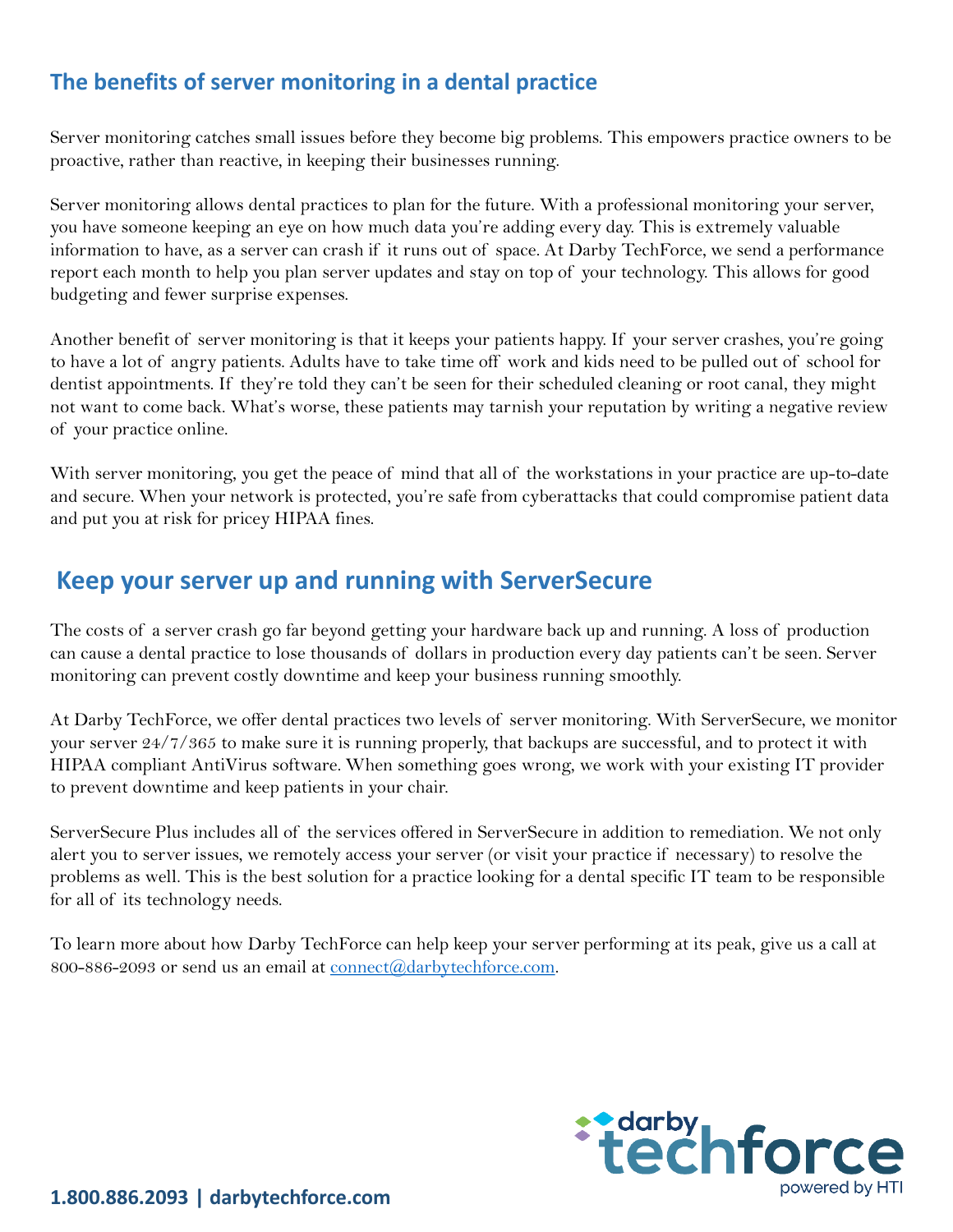## The benefits of server monitoring in a dental practice

Server monitoring catches small issues before they become big problems. This empowers practice owners to be proactive, rather than reactive, in keeping their businesses running.

Server monitoring allows dental practices to plan for the future. With a professional monitoring your server, you have someone keeping an eye on how much data you're adding every day. This is extremely valuable information to have, as a server can crash if it runs out of space. At Darby TechForce, we send a performance report each month to help you plan server updates and stay on top of your technology. This allows for good budgeting and fewer surprise expenses.

Another benefit of server monitoring is that it keeps your patients happy. If your server crashes, you're going to have a lot of angry patients. Adults have to take time off work and kids need to be pulled out of school for dentist appointments. If they're told they can't be seen for their scheduled cleaning or root canal, they might not want to come back. What's worse, these patients may tarnish your reputation by writing a negative review of your practice online.

With server monitoring, you get the peace of mind that all of the workstations in your practice are up-to-date and secure. When your network is protected, you're safe from cyberattacks that could compromise patient data and put you at risk for pricey HIPAA fines.

## Keep your server up and running with ServerSecure

The costs of a server crash go far beyond getting your hardware back up and running. A loss of production can cause a dental practice to lose thousands of dollars in production every day patients can't be seen. Server monitoring can prevent costly downtime and keep your business running smoothly.

At Darby TechForce, we offer dental practices two levels of server monitoring. With ServerSecure, we monitor your server 24/7/365 to make sure it is running properly, that backups are successful, and to protect it with HIPAA compliant AntiVirus software. When something goes wrong, we work with your existing IT provider to prevent downtime and keep patients in your chair.

ServerSecure Plus includes all of the services offered in ServerSecure in addition to remediation. We not only alert you to server issues, we remotely access your server (or visit your practice if necessary) to resolve the problems as well. This is the best solution for a practice looking for a dental specific IT team to be responsible for all of its technology needs.

To learn more about how Darby TechForce can help keep your server performing at its peak, give us a call at 800-886-2093 or send us an email at connect@darbytechforce.com.

darby techforce powered by HTI

**1.800.886.2093 | darbytechforce.com**